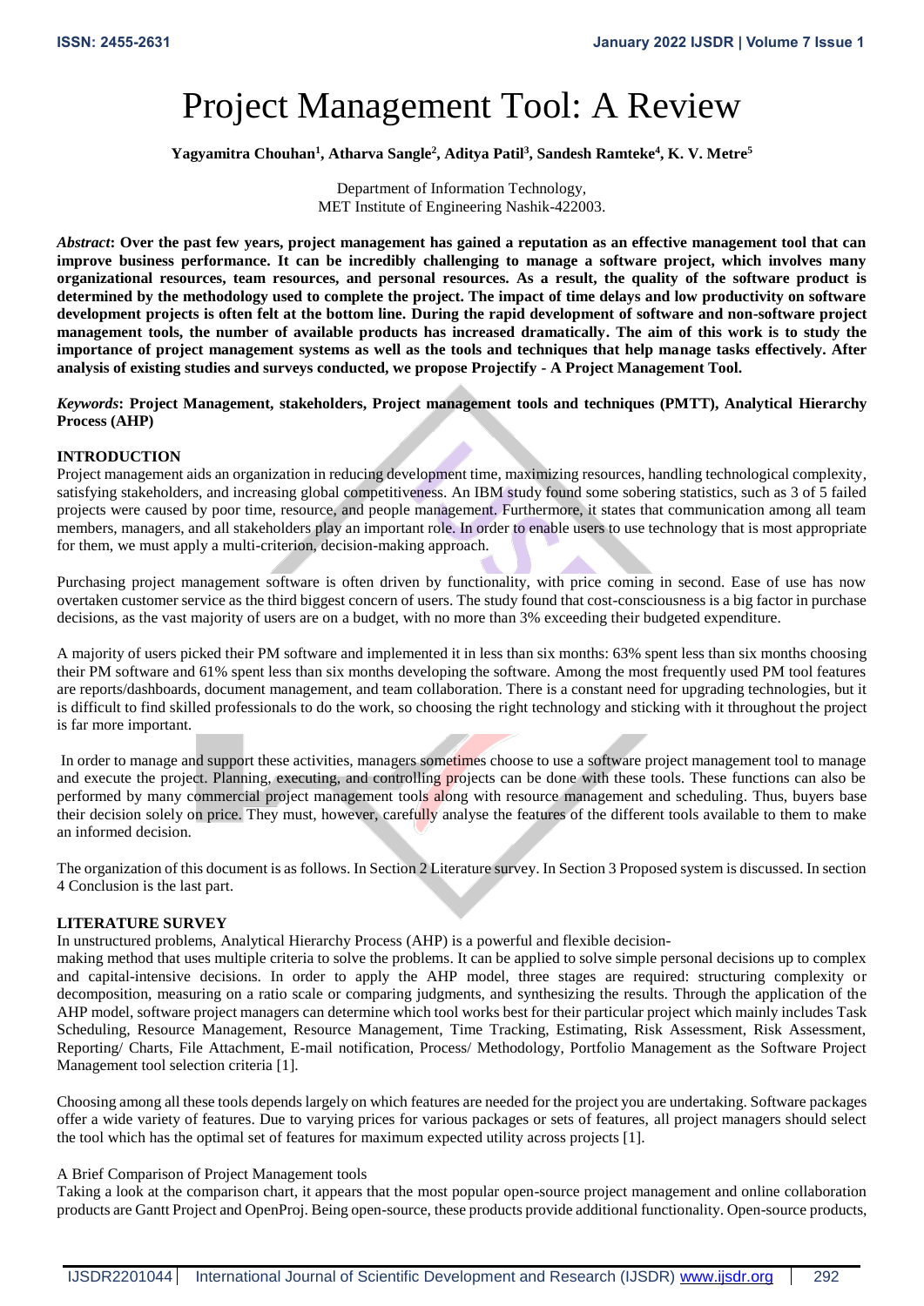# Project Management Tool: A Review

**Yagyamitra Chouhan[1], Atharva Sangle[2], Aditya Patil[3], Sandesh Ramteke[4], K. V. Metre[5]**

Department of Information Technology,
MET Institute of Engineering Nashik-422003.

***Abstract*: Over the past few years, project management has gained a reputation as an effective management tool that can improve business performance. It can be incredibly challenging to manage a software project, which involves many organizational resources, team resources, and personal resources. As a result, the quality of the software product is determined by the methodology used to complete the project. The impact of time delays and low productivity on software development projects is often felt at the bottom line. During the rapid development of software and non-software project management tools, the number of available products has increased dramatically. The aim of this work is to study the importance of project management systems as well as the tools and techniques that help manage tasks effectively. After analysis of existing studies and surveys conducted, we propose Projectify - A Project Management Tool.**

***Keywords*: Project Management, stakeholders, Project management tools and techniques (PMTT), Analytical Hierarchy Process (AHP)**

## INTRODUCTION

Project management aids an organization in reducing development time, maximizing resources, handling technological complexity, satisfying stakeholders, and increasing global competitiveness. An IBM study found some sobering statistics, such as 3 of 5 failed projects were caused by poor time, resource, and people management. Furthermore, it states that communication among all team members, managers, and all stakeholders play an important role. In order to enable users to use technology that is most appropriate for them, we must apply a multi-criterion, decision-making approach.

Purchasing project management software is often driven by functionality, with price coming in second. Ease of use has now overtaken customer service as the third biggest concern of users. The study found that cost-consciousness is a big factor in purchase decisions, as the vast majority of users are on a budget, with no more than 3% exceeding their budgeted expenditure.

A majority of users picked their PM software and implemented it in less than six months: 63% spent less than six months choosing their PM software and 61% spent less than six months developing the software. Among the most frequently used PM tool features are reports/dashboards, document management, and team collaboration. There is a constant need for upgrading technologies, but it is difficult to find skilled professionals to do the work, so choosing the right technology and sticking with it throughout the project is far more important.

In order to manage and support these activities, managers sometimes choose to use a software project management tool to manage and execute the project. Planning, executing, and controlling projects can be done with these tools. These functions can also be performed by many commercial project management tools along with resource management and scheduling. Thus, buyers base their decision solely on price. They must, however, carefully analyse the features of the different tools available to them to make an informed decision.

The organization of this document is as follows. In Section 2 Literature survey. In Section 3 Proposed system is discussed. In section 4 Conclusion is the last part.

## LITERATURE SURVEY

In unstructured problems, Analytical Hierarchy Process (AHP) is a powerful and flexible decision-making method that uses multiple criteria to solve the problems. It can be applied to solve simple personal decisions up to complex and capital-intensive decisions. In order to apply the AHP model, three stages are required: structuring complexity or decomposition, measuring on a ratio scale or comparing judgments, and synthesizing the results. Through the application of the AHP model, software project managers can determine which tool works best for their particular project which mainly includes Task Scheduling, Resource Management, Resource Management, Time Tracking, Estimating, Risk Assessment, Risk Assessment, Reporting/ Charts, File Attachment, E-mail notification, Process/ Methodology, Portfolio Management as the Software Project Management tool selection criteria [1].

Choosing among all these tools depends largely on which features are needed for the project you are undertaking. Software packages offer a wide variety of features. Due to varying prices for various packages or sets of features, all project managers should select the tool which has the optimal set of features for maximum expected utility across projects [1].

A Brief Comparison of Project Management tools

Taking a look at the comparison chart, it appears that the most popular open-source project management and online collaboration products are Gantt Project and OpenProj. Being open-source, these products provide additional functionality. Open-source products,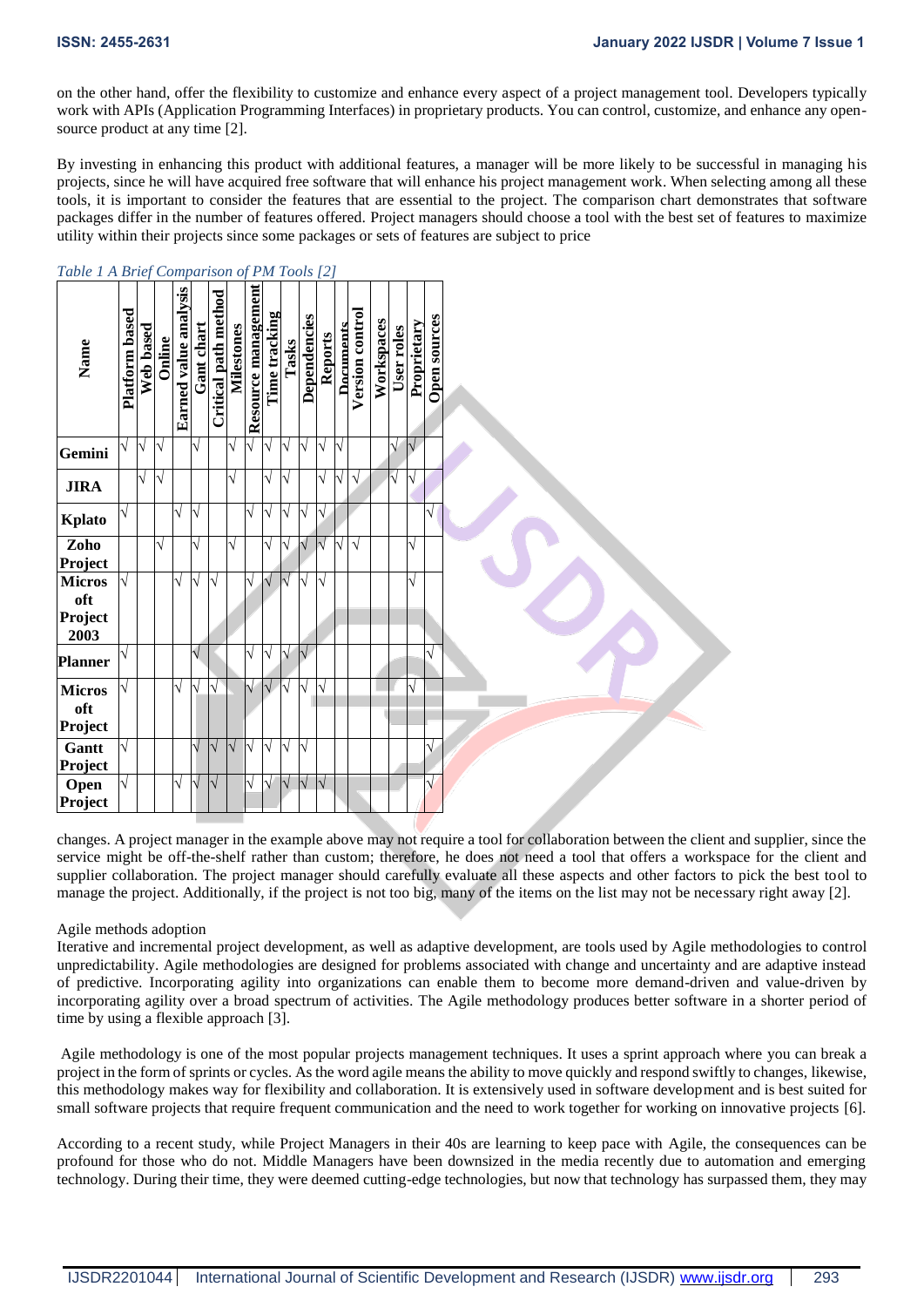on the other hand, offer the flexibility to customize and enhance every aspect of a project management tool. Developers typically work with APIs (Application Programming Interfaces) in proprietary products. You can control, customize, and enhance any open-source product at any time [2].

By investing in enhancing this product with additional features, a manager will be more likely to be successful in managing his projects, since he will have acquired free software that will enhance his project management work. When selecting among all these tools, it is important to consider the features that are essential to the project. The comparison chart demonstrates that software packages differ in the number of features offered. Project managers should choose a tool with the best set of features to maximize utility within their projects since some packages or sets of features are subject to price

*Table 1 A Brief Comparison of PM Tools [2]*

| Name | Platform based | Web based | Online | Earned value analysis | Gant chart | Critical path method | Milestones | Resource management | Time tracking | Tasks | Dependencies | Reports | Documents | Version control | Workspaces | User roles | Proprietary | Open sources |
|---|---|---|---|---|---|---|---|---|---|---|---|---|---|---|---|---|---|---|
| **Gemini** | √ | √ | √ | | √ | | √ | √ | √ | √ | √ | √ | √ | | | √ | √ | |
| **JIRA** | | √ | √ | | | | √ | | √ | √ | | √ | √ | √ | | √ | √ | |
| **Kplato** | √ | | | √ | √ | | | √ | √ | √ | √ | √ | | | | | | √ |
| **Zoho Project** | | | √ | | √ | | √ | | √ | √ | √ | √ | √ | √ | | | √ | |
| **Microsoft Project 2003** | √ | | | √ | √ | √ | | √ | √ | √ | √ | √ | | | | | √ | |
| **Planner** | √ | | | | √ | | | √ | √ | √ | √ | | | | | | | √ |
| **Microsoft Project** | √ | | | √ | √ | √ | | √ | √ | √ | √ | √ | | | | | √ | |
| **Gantt Project** | √ | | | √ | √ | √ | √ | √ | √ | √ | √ | | | | | | | √ |
| **Open Project** | √ | | | √ | √ | √ | | √ | √ | √ | √ | √ | | | | | | √ |

changes. A project manager in the example above may not require a tool for collaboration between the client and supplier, since the service might be off-the-shelf rather than custom; therefore, he does not need a tool that offers a workspace for the client and supplier collaboration. The project manager should carefully evaluate all these aspects and other factors to pick the best tool to manage the project. Additionally, if the project is not too big, many of the items on the list may not be necessary right away [2].

Agile methods adoption

Iterative and incremental project development, as well as adaptive development, are tools used by Agile methodologies to control unpredictability. Agile methodologies are designed for problems associated with change and uncertainty and are adaptive instead of predictive. Incorporating agility into organizations can enable them to become more demand-driven and value-driven by incorporating agility over a broad spectrum of activities. The Agile methodology produces better software in a shorter period of time by using a flexible approach [3].

Agile methodology is one of the most popular projects management techniques. It uses a sprint approach where you can break a project in the form of sprints or cycles. As the word agile means the ability to move quickly and respond swiftly to changes, likewise, this methodology makes way for flexibility and collaboration. It is extensively used in software development and is best suited for small software projects that require frequent communication and the need to work together for working on innovative projects [6].

According to a recent study, while Project Managers in their 40s are learning to keep pace with Agile, the consequences can be profound for those who do not. Middle Managers have been downsized in the media recently due to automation and emerging technology. During their time, they were deemed cutting-edge technologies, but now that technology has surpassed them, they may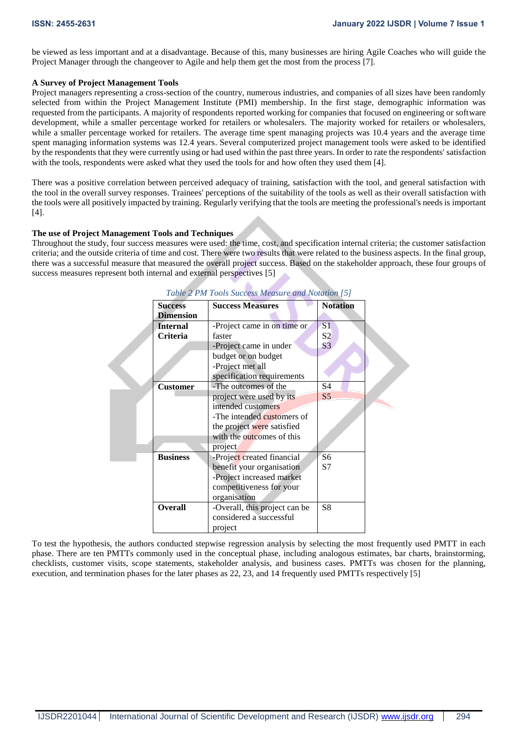be viewed as less important and at a disadvantage. Because of this, many businesses are hiring Agile Coaches who will guide the Project Manager through the changeover to Agile and help them get the most from the process [7].

**A Survey of Project Management Tools**

Project managers representing a cross-section of the country, numerous industries, and companies of all sizes have been randomly selected from within the Project Management Institute (PMI) membership. In the first stage, demographic information was requested from the participants. A majority of respondents reported working for companies that focused on engineering or software development, while a smaller percentage worked for retailers or wholesalers. The majority worked for retailers or wholesalers, while a smaller percentage worked for retailers. The average time spent managing projects was 10.4 years and the average time spent managing information systems was 12.4 years. Several computerized project management tools were asked to be identified by the respondents that they were currently using or had used within the past three years. In order to rate the respondents' satisfaction with the tools, respondents were asked what they used the tools for and how often they used them [4].

There was a positive correlation between perceived adequacy of training, satisfaction with the tool, and general satisfaction with the tool in the overall survey responses. Trainees' perceptions of the suitability of the tools as well as their overall satisfaction with the tools were all positively impacted by training. Regularly verifying that the tools are meeting the professional's needs is important [4].

**The use of Project Management Tools and Techniques**

Throughout the study, four success measures were used: the time, cost, and specification internal criteria; the customer satisfaction criteria; and the outside criteria of time and cost. There were two results that were related to the business aspects. In the final group, there was a successful measure that measured the overall project success. Based on the stakeholder approach, these four groups of success measures represent both internal and external perspectives [5]

*Table 2 PM Tools Success Measure and Notation [5]*

| Success Dimension | Success Measures | Notation |
|---|---|---|
| **Internal Criteria** | -Project came in on time or faster<br>-Project came in under budget or on budget<br>-Project met all specification requirements | S1<br>S2<br>S3 |
| **Customer** | -The outcomes of the project were used by its intended customers<br>-The intended customers of the project were satisfied with the outcomes of this project | S4<br>S5 |
| **Business** | -Project created financial benefit your organisation<br>-Project increased market competitiveness for your organisation | S6<br>S7 |
| **Overall** | -Overall, this project can be considered a successful project | S8 |

To test the hypothesis, the authors conducted stepwise regression analysis by selecting the most frequently used PMTT in each phase. There are ten PMTTs commonly used in the conceptual phase, including analogous estimates, bar charts, brainstorming, checklists, customer visits, scope statements, stakeholder analysis, and business cases. PMTTs was chosen for the planning, execution, and termination phases for the later phases as 22, 23, and 14 frequently used PMTTs respectively [5]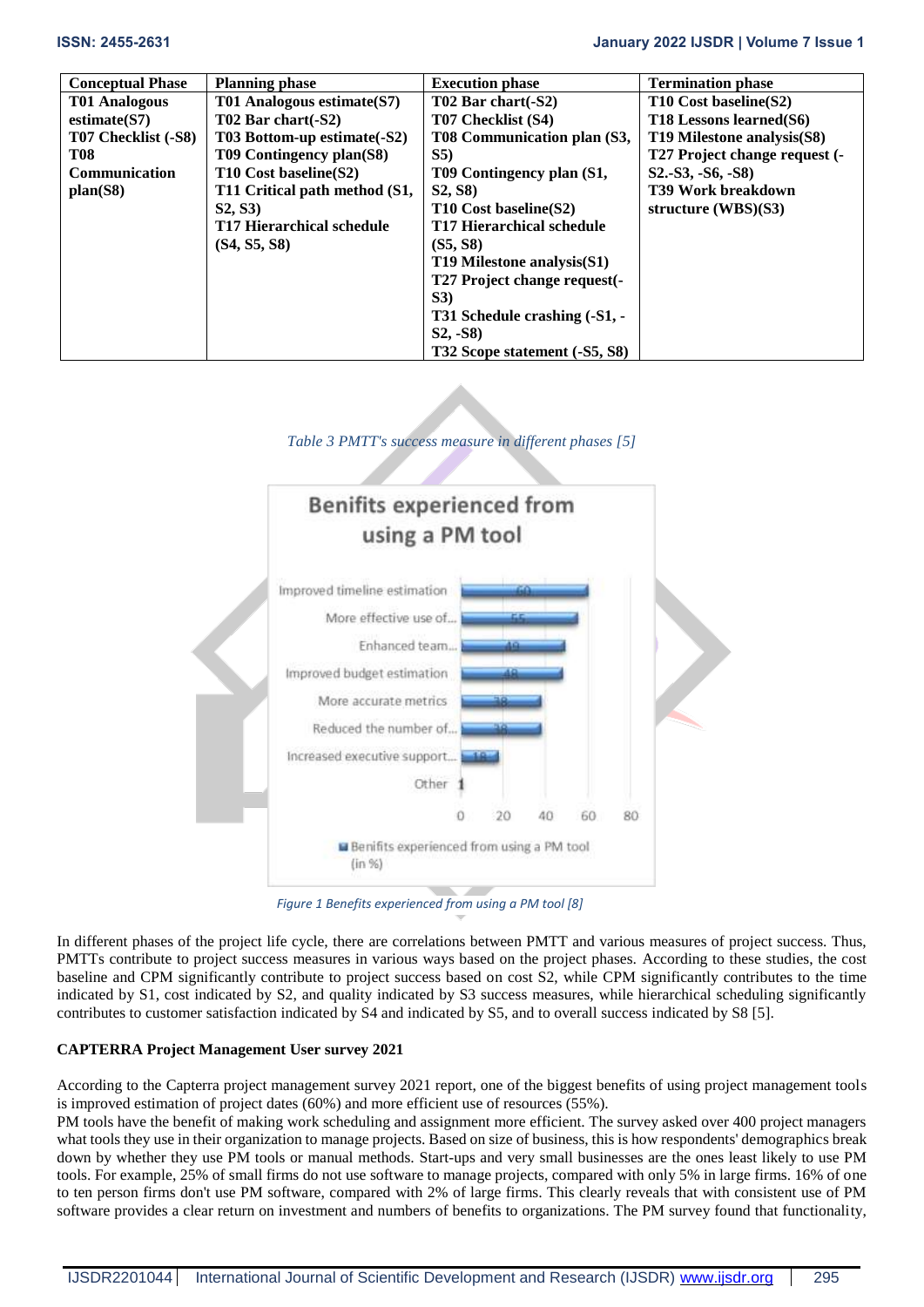| Conceptual Phase | Planning phase | Execution phase | Termination phase |
|---|---|---|---|
| T01 Analogous estimate(S7) T07 Checklist (-S8) T08 Communication plan(S8) | T01 Analogous estimate(S7) T02 Bar chart(-S2) T03 Bottom-up estimate(-S2) T09 Contingency plan(S8) T10 Cost baseline(S2) T11 Critical path method (S1, S2, S3) T17 Hierarchical schedule (S4, S5, S8) | T02 Bar chart(-S2) T07 Checklist (S4) T08 Communication plan (S3, S5) T09 Contingency plan (S1, S2, S8) T10 Cost baseline(S2) T17 Hierarchical schedule (S5, S8) T19 Milestone analysis(S1) T27 Project change request(-S3) T31 Schedule crashing (-S1, -S2, -S8) T32 Scope statement (-S5, S8) | T10 Cost baseline(S2) T18 Lessons learned(S6) T19 Milestone analysis(S8) T27 Project change request (-S2.-S3, -S6, -S8) T39 Work breakdown structure (WBS)(S3) |

*Table 3 PMTT's success measure in different phases [5]*

**Benifits experienced from using a PM tool**

| Benefit | % |
|---|---|
| Improved timeline estimation | 60 |
| More effective use of... | 55 |
| Enhanced team... | 49 |
| Improved budget estimation | 48 |
| More accurate metrics | 38 |
| Reduced the number of... | 38 |
| Increased executive support... | 18 |
| Other | 1 |

Benifits experienced from using a PM tool (in %)

*Figure 1 Benefits experienced from using a PM tool [8]*

In different phases of the project life cycle, there are correlations between PMTT and various measures of project success. Thus, PMTTs contribute to project success measures in various ways based on the project phases. According to these studies, the cost baseline and CPM significantly contribute to project success based on cost S2, while CPM significantly contributes to the time indicated by S1, cost indicated by S2, and quality indicated by S3 success measures, while hierarchical scheduling significantly contributes to customer satisfaction indicated by S4 and indicated by S5, and to overall success indicated by S8 [5].

**CAPTERRA Project Management User survey 2021**

According to the Capterra project management survey 2021 report, one of the biggest benefits of using project management tools is improved estimation of project dates (60%) and more efficient use of resources (55%).

PM tools have the benefit of making work scheduling and assignment more efficient. The survey asked over 400 project managers what tools they use in their organization to manage projects. Based on size of business, this is how respondents' demographics break down by whether they use PM tools or manual methods. Start-ups and very small businesses are the ones least likely to use PM tools. For example, 25% of small firms do not use software to manage projects, compared with only 5% in large firms. 16% of one to ten person firms don't use PM software, compared with 2% of large firms. This clearly reveals that with consistent use of PM software provides a clear return on investment and numbers of benefits to organizations. The PM survey found that functionality,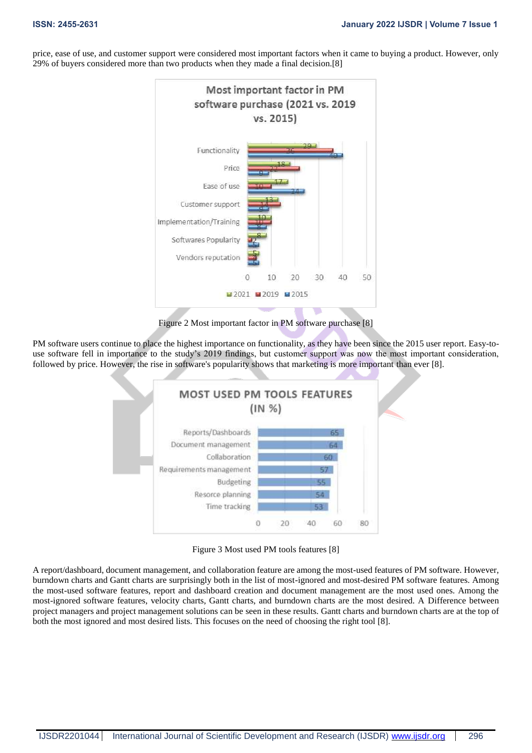price, ease of use, and customer support were considered most important factors when it came to buying a product. However, only 29% of buyers considered more than two products when they made a final decision.[8]

Figure 2 Most important factor in PM software purchase [8]

PM software users continue to place the highest importance on functionality, as they have been since the 2015 user report. Easy-to-use software fell in importance to the study's 2019 findings, but customer support was now the most important consideration, followed by price. However, the rise in software's popularity shows that marketing is more important than ever [8].

Figure 3 Most used PM tools features [8]

A report/dashboard, document management, and collaboration feature are among the most-used features of PM software. However, burndown charts and Gantt charts are surprisingly both in the list of most-ignored and most-desired PM software features. Among the most-used software features, report and dashboard creation and document management are the most used ones. Among the most-ignored software features, velocity charts, Gantt charts, and burndown charts are the most desired. A Difference between project managers and project management solutions can be seen in these results. Gantt charts and burndown charts are at the top of both the most ignored and most desired lists. This focuses on the need of choosing the right tool [8].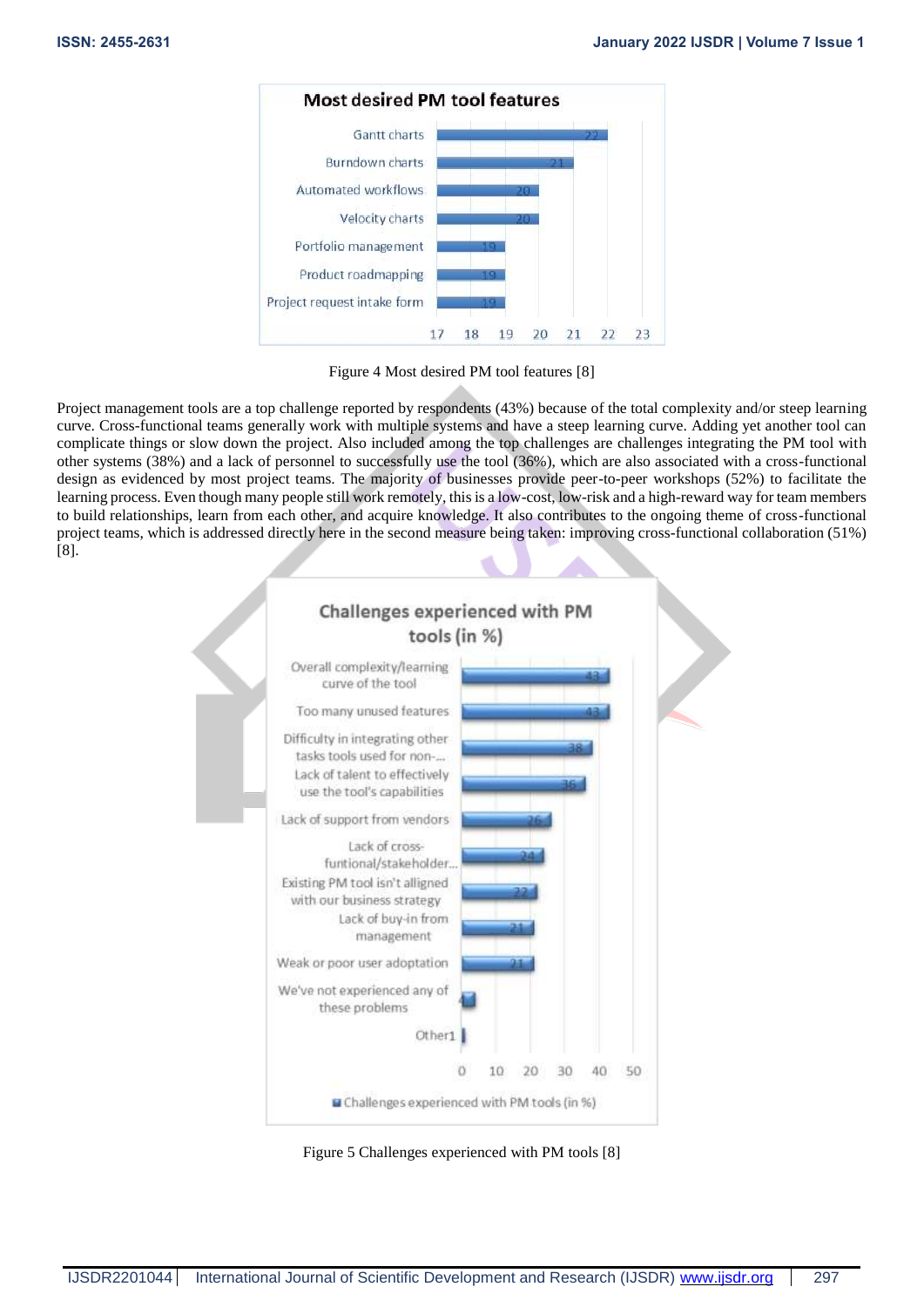**Most desired PM tool features**

| Feature | Value |
| --- | --- |
| Gantt charts | 22 |
| Burndown charts | 21 |
| Automated workflows | 20 |
| Velocity charts | 20 |
| Portfolio management | 19 |
| Product roadmapping | 19 |
| Project request intake form | 19 |

Figure 4 Most desired PM tool features [8]

Project management tools are a top challenge reported by respondents (43%) because of the total complexity and/or steep learning curve. Cross-functional teams generally work with multiple systems and have a steep learning curve. Adding yet another tool can complicate things or slow down the project. Also included among the top challenges are challenges integrating the PM tool with other systems (38%) and a lack of personnel to successfully use the tool (36%), which are also associated with a cross-functional design as evidenced by most project teams. The majority of businesses provide peer-to-peer workshops (52%) to facilitate the learning process. Even though many people still work remotely, this is a low-cost, low-risk and a high-reward way for team members to build relationships, learn from each other, and acquire knowledge. It also contributes to the ongoing theme of cross-functional project teams, which is addressed directly here in the second measure being taken: improving cross-functional collaboration (51%) [8].

**Challenges experienced with PM tools (in %)**

| Challenge | % |
| --- | --- |
| Overall complexity/learning curve of the tool | 43 |
| Too many unused features | 43 |
| Difficulty in integrating other tasks tools used for non-... | 38 |
| Lack of talent to effectively use the tool's capabilities | 36 |
| Lack of support from vendors | 26 |
| Lack of cross-funtional/stakeholder... | 24 |
| Existing PM tool isn't alligned with our business strategy | 22 |
| Lack of buy-in from management | 21 |
| Weak or poor user adoptation | 21 |
| We've not experienced any of these problems | 4 |
| Other | 1 |

Figure 5 Challenges experienced with PM tools [8]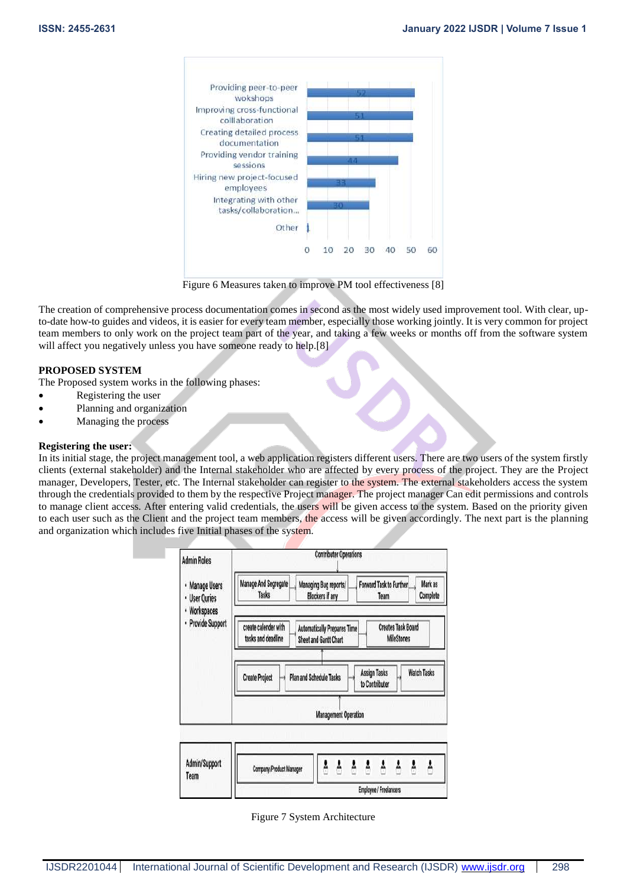Figure 6 Measures taken to improve PM tool effectiveness [8]

The creation of comprehensive process documentation comes in second as the most widely used improvement tool. With clear, up-to-date how-to guides and videos, it is easier for every team member, especially those working jointly. It is very common for project team members to only work on the project team part of the year, and taking a few weeks or months off from the software system will affect you negatively unless you have someone ready to help.[8]

**PROPOSED SYSTEM**

The Proposed system works in the following phases:

- Registering the user
- Planning and organization
- Managing the process

**Registering the user:**

In its initial stage, the project management tool, a web application registers different users. There are two users of the system firstly clients (external stakeholder) and the Internal stakeholder who are affected by every process of the project. They are the Project manager, Developers, Tester, etc. The Internal stakeholder can register to the system. The external stakeholders access the system through the credentials provided to them by the respective Project manager. The project manager Can edit permissions and controls to manage client access. After entering valid credentials, the users will be given access to the system. Based on the priority given to each user such as the Client and the project team members, the access will be given accordingly. The next part is the planning and organization which includes five Initial phases of the system.

Figure 7 System Architecture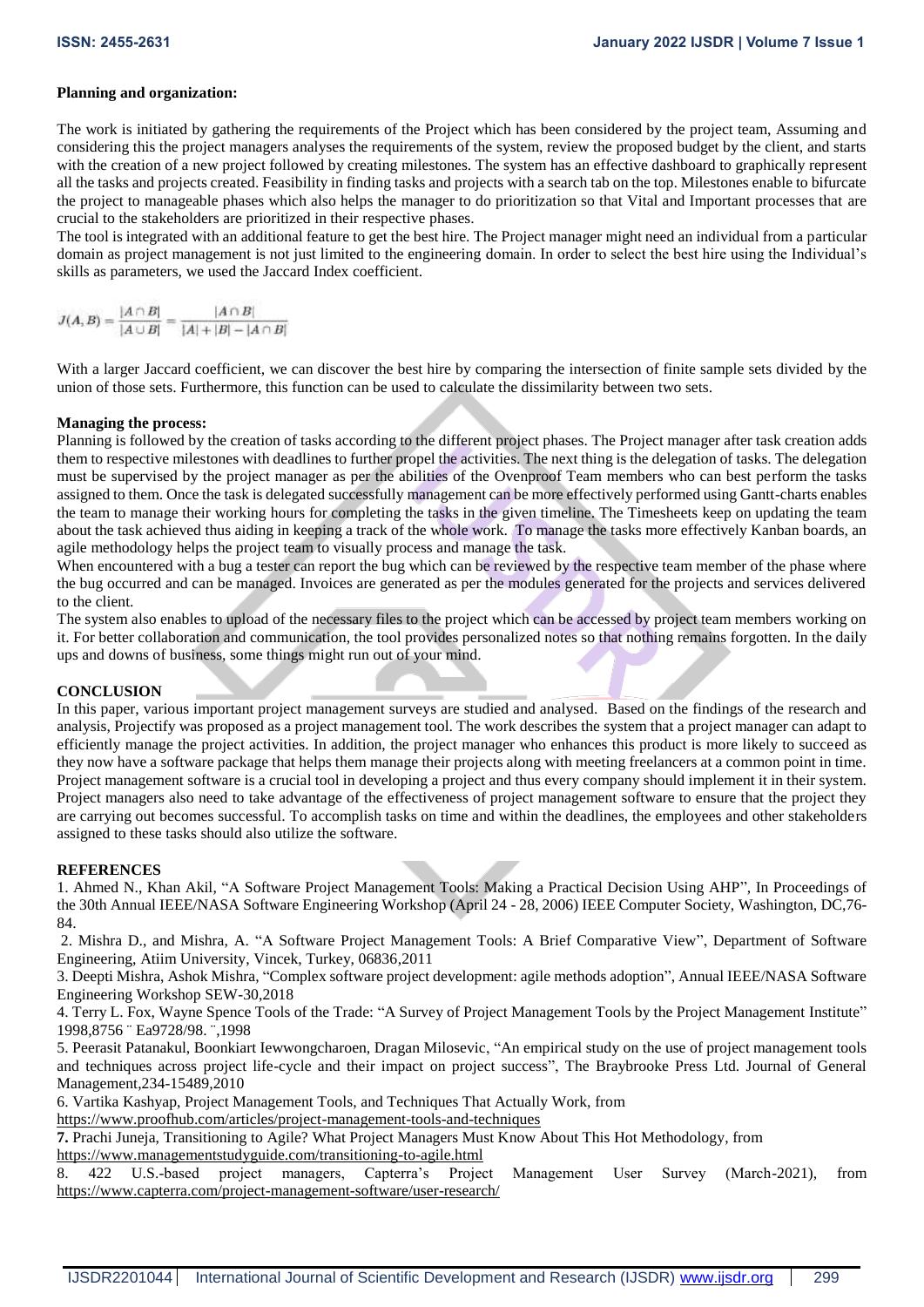**Planning and organization:**

The work is initiated by gathering the requirements of the Project which has been considered by the project team, Assuming and considering this the project managers analyses the requirements of the system, review the proposed budget by the client, and starts with the creation of a new project followed by creating milestones. The system has an effective dashboard to graphically represent all the tasks and projects created. Feasibility in finding tasks and projects with a search tab on the top. Milestones enable to bifurcate the project to manageable phases which also helps the manager to do prioritization so that Vital and Important processes that are crucial to the stakeholders are prioritized in their respective phases.

The tool is integrated with an additional feature to get the best hire. The Project manager might need an individual from a particular domain as project management is not just limited to the engineering domain. In order to select the best hire using the Individual's skills as parameters, we used the Jaccard Index coefficient.

$$J(A,B) = \frac{|A \cap B|}{|A \cup B|} = \frac{|A \cap B|}{|A| + |B| - |A \cap B|}$$

With a larger Jaccard coefficient, we can discover the best hire by comparing the intersection of finite sample sets divided by the union of those sets. Furthermore, this function can be used to calculate the dissimilarity between two sets.

**Managing the process:**

Planning is followed by the creation of tasks according to the different project phases. The Project manager after task creation adds them to respective milestones with deadlines to further propel the activities. The next thing is the delegation of tasks. The delegation must be supervised by the project manager as per the abilities of the Ovenproof Team members who can best perform the tasks assigned to them. Once the task is delegated successfully management can be more effectively performed using Gantt-charts enables the team to manage their working hours for completing the tasks in the given timeline. The Timesheets keep on updating the team about the task achieved thus aiding in keeping a track of the whole work. To manage the tasks more effectively Kanban boards, an agile methodology helps the project team to visually process and manage the task.

When encountered with a bug a tester can report the bug which can be reviewed by the respective team member of the phase where the bug occurred and can be managed. Invoices are generated as per the modules generated for the projects and services delivered to the client.

The system also enables to upload of the necessary files to the project which can be accessed by project team members working on it. For better collaboration and communication, the tool provides personalized notes so that nothing remains forgotten. In the daily ups and downs of business, some things might run out of your mind.

## CONCLUSION

In this paper, various important project management surveys are studied and analysed. Based on the findings of the research and analysis, Projectify was proposed as a project management tool. The work describes the system that a project manager can adapt to efficiently manage the project activities. In addition, the project manager who enhances this product is more likely to succeed as they now have a software package that helps them manage their projects along with meeting freelancers at a common point in time. Project management software is a crucial tool in developing a project and thus every company should implement it in their system. Project managers also need to take advantage of the effectiveness of project management software to ensure that the project they are carrying out becomes successful. To accomplish tasks on time and within the deadlines, the employees and other stakeholders assigned to these tasks should also utilize the software.

## REFERENCES

1. Ahmed N., Khan Akil, "A Software Project Management Tools: Making a Practical Decision Using AHP", In Proceedings of the 30th Annual IEEE/NASA Software Engineering Workshop (April 24 - 28, 2006) IEEE Computer Society, Washington, DC,76-84.
2. Mishra D., and Mishra, A. "A Software Project Management Tools: A Brief Comparative View", Department of Software Engineering, Atiim University, Vincek, Turkey, 06836,2011
3. Deepti Mishra, Ashok Mishra, "Complex software project development: agile methods adoption", Annual IEEE/NASA Software Engineering Workshop SEW-30,2018
4. Terry L. Fox, Wayne Spence Tools of the Trade: "A Survey of Project Management Tools by the Project Management Institute" 1998,8756 ¨ Ea9728/98. ¨,1998
5. Peerasit Patanakul, Boonkiart Iewwongcharoen, Dragan Milosevic, "An empirical study on the use of project management tools and techniques across project life-cycle and their impact on project success", The Braybrooke Press Ltd. Journal of General Management,234-15489,2010
6. Vartika Kashyap, Project Management Tools, and Techniques That Actually Work, from https://www.proofhub.com/articles/project-management-tools-and-techniques
7. Prachi Juneja, Transitioning to Agile? What Project Managers Must Know About This Hot Methodology, from https://www.managementstudyguide.com/transitioning-to-agile.html
8. 422 U.S.-based project managers, Capterra's Project Management User Survey (March-2021), from https://www.capterra.com/project-management-software/user-research/